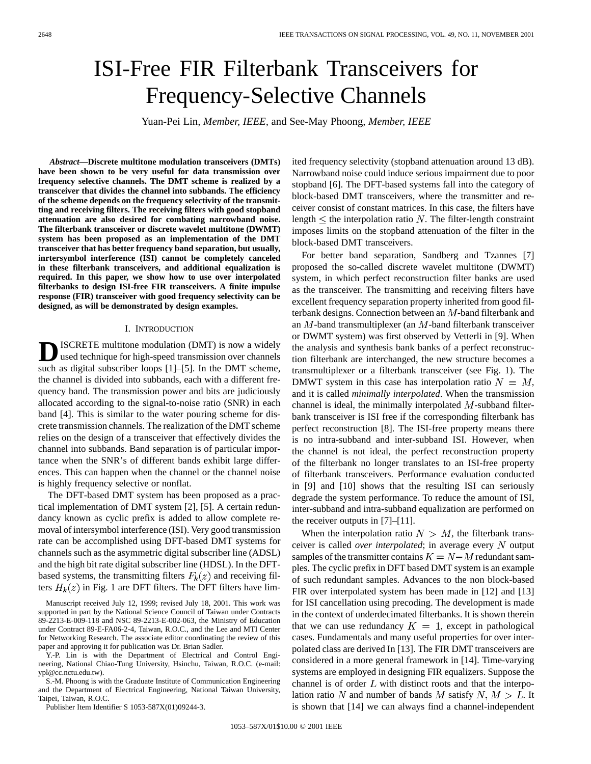# ISI-Free FIR Filterbank Transceivers for Frequency-Selective Channels

Yuan-Pei Lin, *Member, IEEE*, and See-May Phoong, *Member, IEEE*

***Abstract*—Discrete multitone modulation transceivers (DMTs) have been shown to be very useful for data transmission over frequency selective channels. The DMT scheme is realized by a transceiver that divides the channel into subbands. The efficiency of the scheme depends on the frequency selectivity of the transmitting and receiving filters. The receiving filters with good stopband attenuation are also desired for combating narrowband noise. The filterbank transceiver or discrete wavelet multitone (DWMT) system has been proposed as an implementation of the DMT transceiver that has better frequency band separation, but usually, inrtersymbol interference (ISI) cannot be completely canceled in these filterbank transceivers, and additional equalization is required. In this paper, we show how to use over interpolated filterbanks to design ISI-free FIR transceivers. A finite impulse response (FIR) transceiver with good frequency selectivity can be designed, as will be demonstrated by design examples.**

## I. Introduction

Discrete multitone modulation (DMT) is now a widely used technique for high-speed transmission over channels such as digital subscriber loops [1]–[5]. In the DMT scheme, the channel is divided into subbands, each with a different frequency band. The transmission power and bits are judiciously allocated according to the signal-to-noise ratio (SNR) in each band [4]. This is similar to the water pouring scheme for discrete transmission channels. The realization of the DMT scheme relies on the design of a transceiver that effectively divides the channel into subbands. Band separation is of particular importance when the SNR's of different bands exhibit large differences. This can happen when the channel or the channel noise is highly frequency selective or nonflat.

The DFT-based DMT system has been proposed as a practical implementation of DMT system [2], [5]. A certain redundancy known as cyclic prefix is added to allow complete removal of intersymbol interference (ISI). Very good transmission rate can be accomplished using DFT-based DMT systems for channels such as the asymmetric digital subscriber line (ADSL) and the high bit rate digital subscriber line (HDSL). In the DFT-based systems, the transmitting filters $F_k(z)$ and receiving filters $H_k(z)$ in Fig. 1 are DFT filters. The DFT filters have limited frequency selectivity (stopband attenuation around 13 dB). Narrowband noise could induce serious impairment due to poor stopband [6]. The DFT-based systems fall into the category of block-based DMT transceivers, where the transmitter and receiver consist of constant matrices. In this case, the filters have length $\leq$ the interpolation ratio $N$. The filter-length constraint imposes limits on the stopband attenuation of the filter in the block-based DMT transceivers.

For better band separation, Sandberg and Tzannes [7] proposed the so-called discrete wavelet multitone (DWMT) system, in which perfect reconstruction filter banks are used as the transceiver. The transmitting and receiving filters have excellent frequency separation property inherited from good filterbank designs. Connection between an $M$-band filterbank and an $M$-band transmultiplexer (an $M$-band filterbank transceiver or DWMT system) was first observed by Vetterli in [9]. When the analysis and synthesis bank banks of a perfect reconstruction filterbank are interchanged, the new structure becomes a transmultiplexer or a filterbank transceiver (see Fig. 1). The DMWT system in this case has interpolation ratio $N = M$, and it is called *minimally interpolated*. When the transmission channel is ideal, the minimally interpolated $M$-subband filterbank transceiver is ISI free if the corresponding filterbank has perfect reconstruction [8]. The ISI-free property means there is no intra-subband and inter-subband ISI. However, when the channel is not ideal, the perfect reconstruction property of the filterbank no longer translates to an ISI-free property of filterbank transceivers. Performance evaluation conducted in [9] and [10] shows that the resulting ISI can seriously degrade the system performance. To reduce the amount of ISI, inter-subband and intra-subband equalization are performed on the receiver outputs in [7]–[11].

When the interpolation ratio $N > M$, the filterbank transceiver is called *over interpolated*; in average every $N$ output samples of the transmitter contains $K = N - M$ redundant samples. The cyclic prefix in DFT based DMT system is an example of such redundant samples. Advances to the non block-based FIR over interpolated system has been made in [12] and [13] for ISI cancellation using precoding. The development is made in the context of underdecimated filterbanks. It is shown therein that we can use redundancy $K = 1$, except in pathological cases. Fundamentals and many useful properties for over interpolated class are derived In [13]. The FIR DMT transceivers are considered in a more general framework in [14]. Time-varying systems are employed in designing FIR equalizers. Suppose the channel is of order $L$ with distinct roots and that the interpolation ratio $N$ and number of bands $M$ satisfy $N, M > L$. It is shown that [14] we can always find a channel-independent

Manuscript received July 12, 1999; revised July 18, 2001. This work was supported in part by the National Science Council of Taiwan under Contracts 89-2213-E-009-118 and NSC 89-2213-E-002-063, the Ministry of Education under Contract 89-E-FA06-2-4, Taiwan, R.O.C., and the Lee and MTI Center for Networking Research. The associate editor coordinating the review of this paper and approving it for publication was Dr. Brian Sadler.

Y.-P. Lin is with the Department of Electrical and Control Engineering, National Chiao-Tung University, Hsinchu, Taiwan, R.O.C. (e-mail: ypl@cc.nctu.edu.tw).

S.-M. Phoong is with the Graduate Institute of Communication Engineering and the Department of Electrical Engineering, National Taiwan University, Taipei, Taiwan, R.O.C.

Publisher Item Identifier S 1053-587X(01)09244-3.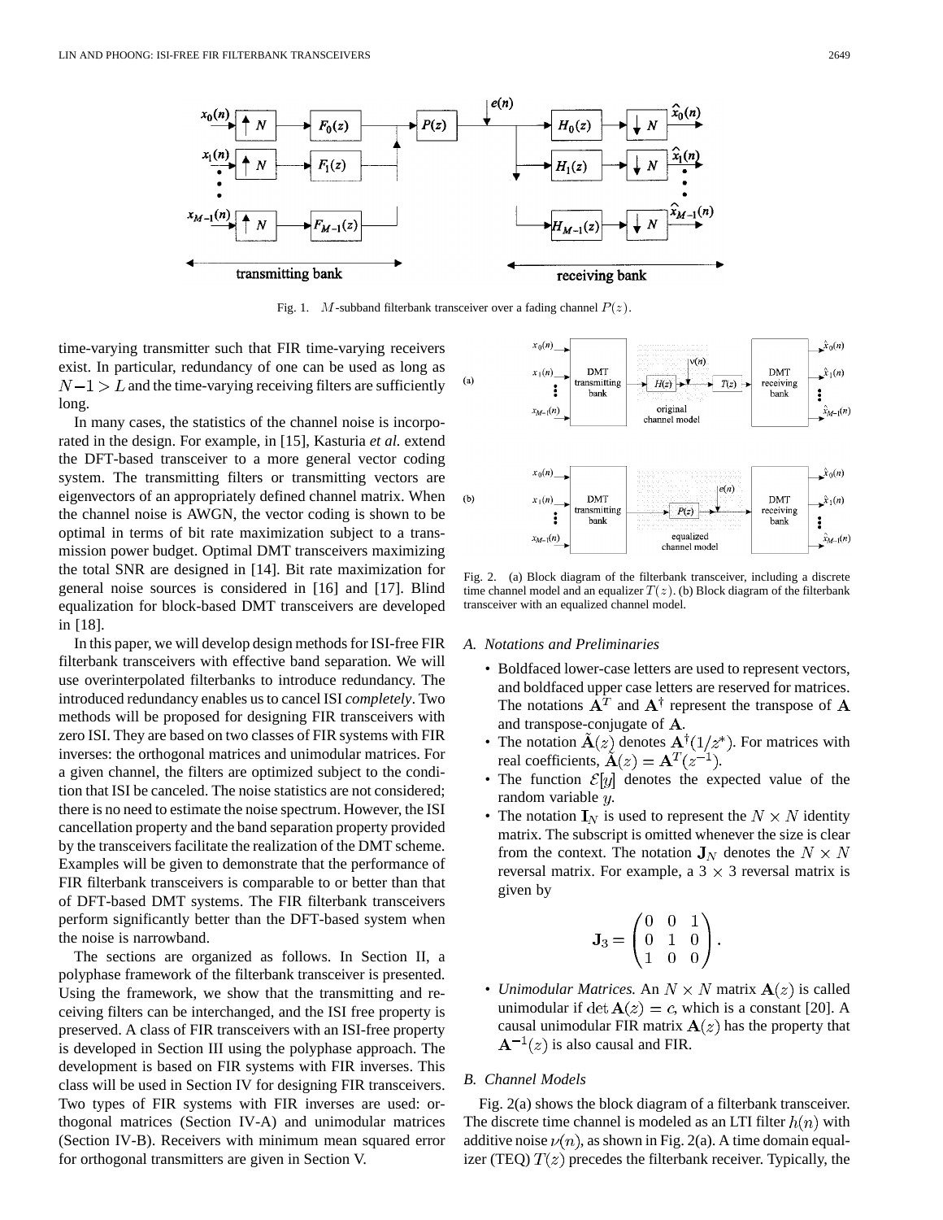Fig. 1. $M$-subband filterbank transceiver over a fading channel $P(z)$.

time-varying transmitter such that FIR time-varying receivers exist. In particular, redundancy of one can be used as long as $N-1 > L$ and the time-varying receiving filters are sufficiently long.

In many cases, the statistics of the channel noise is incorporated in the design. For example, in [15], Kasturia *et al.* extend the DFT-based transceiver to a more general vector coding system. The transmitting filters or transmitting vectors are eigenvectors of an appropriately defined channel matrix. When the channel noise is AWGN, the vector coding is shown to be optimal in terms of bit rate maximization subject to a transmission power budget. Optimal DMT transceivers maximizing the total SNR are designed in [14]. Bit rate maximization for general noise sources is considered in [16] and [17]. Blind equalization for block-based DMT transceivers are developed in [18].

In this paper, we will develop design methods for ISI-free FIR filterbank transceivers with effective band separation. We will use overinterpolated filterbanks to introduce redundancy. The introduced redundancy enables us to cancel ISI *completely*. Two methods will be proposed for designing FIR transceivers with zero ISI. They are based on two classes of FIR systems with FIR inverses: the orthogonal matrices and unimodular matrices. For a given channel, the filters are optimized subject to the condition that ISI be canceled. The noise statistics are not considered; there is no need to estimate the noise spectrum. However, the ISI cancellation property and the band separation property provided by the transceivers facilitate the realization of the DMT scheme. Examples will be given to demonstrate that the performance of FIR filterbank transceivers is comparable to or better than that of DFT-based DMT systems. The FIR filterbank transceivers perform significantly better than the DFT-based system when the noise is narrowband.

The sections are organized as follows. In Section II, a polyphase framework of the filterbank transceiver is presented. Using the framework, we show that the transmitting and receiving filters can be interchanged, and the ISI free property is preserved. A class of FIR transceivers with an ISI-free property is developed in Section III using the polyphase approach. The development is based on FIR systems with FIR inverses. This class will be used in Section IV for designing FIR transceivers. Two types of FIR systems with FIR inverses are used: orthogonal matrices (Section IV-A) and unimodular matrices (Section IV-B). Receivers with minimum mean squared error for orthogonal transmitters are given in Section V.

Fig. 2. (a) Block diagram of the filterbank transceiver, including a discrete time channel model and an equalizer $T(z)$. (b) Block diagram of the filterbank transceiver with an equalized channel model.

### A. Notations and Preliminaries

- Boldfaced lower-case letters are used to represent vectors, and boldfaced upper case letters are reserved for matrices. The notations $\mathbf{A}^T$ and $\mathbf{A}^\dagger$ represent the transpose of $\mathbf{A}$ and transpose-conjugate of $\mathbf{A}$.
- The notation $\tilde{\mathbf{A}}(z)$ denotes $\mathbf{A}^\dagger(1/z^*)$. For matrices with real coefficients, $\tilde{\mathbf{A}}(z) = \mathbf{A}^T(z^{-1})$.
- The function $\mathcal{E}[y]$ denotes the expected value of the random variable $y$.
- The notation $\mathbf{I}_N$ is used to represent the $N \times N$ identity matrix. The subscript is omitted whenever the size is clear from the context. The notation $\mathbf{J}_N$ denotes the $N \times N$ reversal matrix. For example, a $3 \times 3$ reversal matrix is given by

$$\mathbf{J}_3 = \begin{pmatrix} 0 & 0 & 1 \\ 0 & 1 & 0 \\ 1 & 0 & 0 \end{pmatrix}.$$

- *Unimodular Matrices.* An $N \times N$ matrix $\mathbf{A}(z)$ is called unimodular if $\det \mathbf{A}(z) = c$, which is a constant [20]. A causal unimodular FIR matrix $\mathbf{A}(z)$ has the property that $\mathbf{A}^{-1}(z)$ is also causal and FIR.

### B. Channel Models

Fig. 2(a) shows the block diagram of a filterbank transceiver. The discrete time channel is modeled as an LTI filter $h(n)$ with additive noise $\nu(n)$, as shown in Fig. 2(a). A time domain equalizer (TEQ) $T(z)$ precedes the filterbank receiver. Typically, the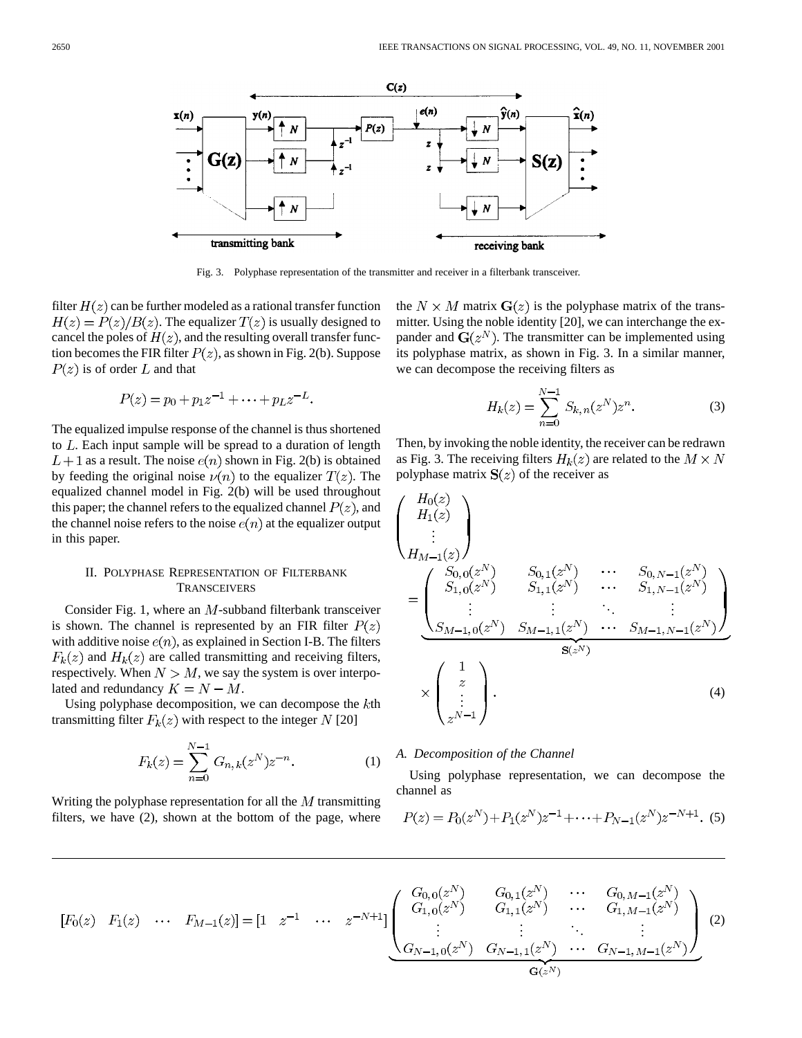Fig. 3. Polyphase representation of the transmitter and receiver in a filterbank transceiver.

filter $H(z)$ can be further modeled as a rational transfer function $H(z) = P(z)/B(z)$. The equalizer $T(z)$ is usually designed to cancel the poles of $H(z)$, and the resulting overall transfer function becomes the FIR filter $P(z)$, as shown in Fig. 2(b). Suppose $P(z)$ is of order $L$ and that

$$P(z) = p_0 + p_1 z^{-1} + \cdots + p_L z^{-L}.$$

The equalized impulse response of the channel is thus shortened to $L$. Each input sample will be spread to a duration of length $L+1$ as a result. The noise $e(n)$ shown in Fig. 2(b) is obtained by feeding the original noise $\nu(n)$ to the equalizer $T(z)$. The equalized channel model in Fig. 2(b) will be used throughout this paper; the channel refers to the equalized channel $P(z)$, and the channel noise refers to the noise $e(n)$ at the equalizer output in this paper.

## II. Polyphase Representation of Filterbank Transceivers

Consider Fig. 1, where an $M$-subband filterbank transceiver is shown. The channel is represented by an FIR filter $P(z)$ with additive noise $e(n)$, as explained in Section I-B. The filters $F_k(z)$ and $H_k(z)$ are called transmitting and receiving filters, respectively. When $N > M$, we say the system is over interpolated and redundancy $K = N - M$.

Using polyphase decomposition, we can decompose the $k$th transmitting filter $F_k(z)$ with respect to the integer $N$ [20]

$$F_k(z) = \sum_{n=0}^{N-1} G_{n,k}(z^N) z^{-n}. \tag{1}$$

Writing the polyphase representation for all the $M$ transmitting filters, we have (2), shown at the bottom of the page, where the $N \times M$ matrix $\mathbf{G}(z)$ is the polyphase matrix of the transmitter. Using the noble identity [20], we can interchange the expander and $\mathbf{G}(z^N)$. The transmitter can be implemented using its polyphase matrix, as shown in Fig. 3. In a similar manner, we can decompose the receiving filters as

$$H_k(z) = \sum_{n=0}^{N-1} S_{k,n}(z^N) z^{n}. \tag{3}$$

Then, by invoking the noble identity, the receiver can be redrawn as Fig. 3. The receiving filters $H_k(z)$ are related to the $M \times N$ polyphase matrix $\mathbf{S}(z)$ of the receiver as

$$\begin{pmatrix} H_0(z) \\ H_1(z) \\ \vdots \\ H_{M-1}(z) \end{pmatrix} = \underbrace{\begin{pmatrix} S_{0,0}(z^N) & S_{0,1}(z^N) & \cdots & S_{0,N-1}(z^N) \\ S_{1,0}(z^N) & S_{1,1}(z^N) & \cdots & S_{1,N-1}(z^N) \\ \vdots & \vdots & \ddots & \vdots \\ S_{M-1,0}(z^N) & S_{M-1,1}(z^N) & \cdots & S_{M-1,N-1}(z^N) \end{pmatrix}}_{\mathbf{S}(z^N)} \times \begin{pmatrix} 1 \\ z \\ \vdots \\ z^{N-1} \end{pmatrix}. \tag{4}$$

### A. Decomposition of the Channel

Using polyphase representation, we can decompose the channel as

$$P(z) = P_0(z^N) + P_1(z^N) z^{-1} + \cdots + P_{N-1}(z^N) z^{-N+1}. \tag{5}$$

$$[F_0(z) \quad F_1(z) \quad \cdots \quad F_{M-1}(z)] = [1 \quad z^{-1} \quad \cdots \quad z^{-N+1}] \underbrace{\begin{pmatrix} G_{0,0}(z^N) & G_{0,1}(z^N) & \cdots & G_{0,M-1}(z^N) \\ G_{1,0}(z^N) & G_{1,1}(z^N) & \cdots & G_{1,M-1}(z^N) \\ \vdots & \vdots & \ddots & \vdots \\ G_{N-1,0}(z^N) & G_{N-1,1}(z^N) & \cdots & G_{N-1,M-1}(z^N) \end{pmatrix}}_{\mathbf{G}(z^N)} \tag{2}$$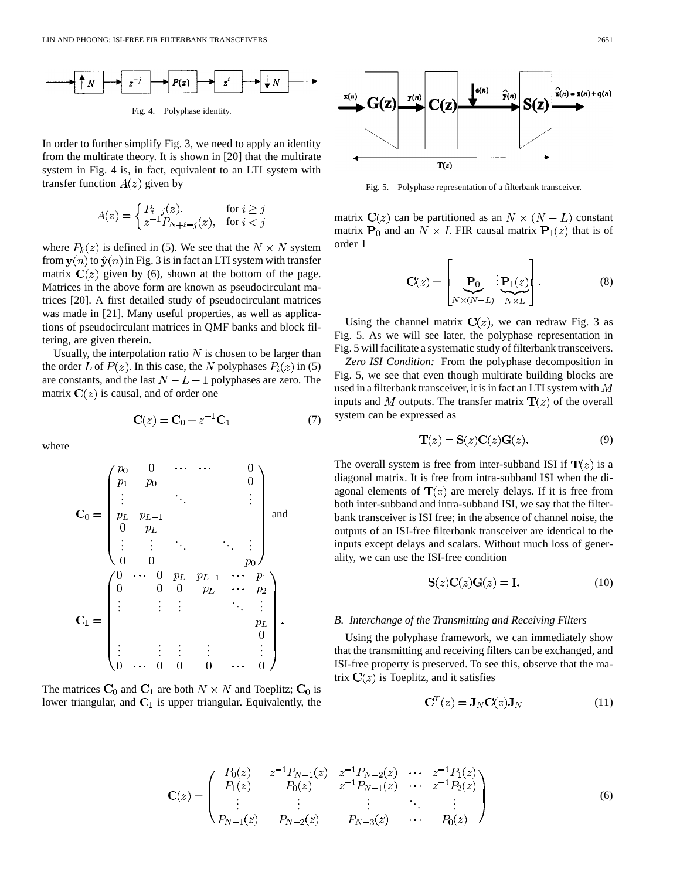Fig. 4. Polyphase identity.

In order to further simplify Fig. 3, we need to apply an identity from the multirate theory. It is shown in [20] that the multirate system in Fig. 4 is, in fact, equivalent to an LTI system with transfer function $A(z)$ given by

$$A(z) = \begin{cases} P_{i-j}(z), & \text{for } i \geq j \\ z^{-1}P_{N+i-j}(z), & \text{for } i < j \end{cases}$$

where $P_k(z)$ is defined in (5). We see that the $N \times N$ system from $\mathbf{y}(n)$ to $\hat{\mathbf{y}}(n)$ in Fig. 3 is in fact an LTI system with transfer matrix $\mathbf{C}(z)$ given by (6), shown at the bottom of the page. Matrices in the above form are known as pseudocirculant matrices [20]. A first detailed study of pseudocirculant matrices was made in [21]. Many useful properties, as well as applications of pseudocirculant matrices in QMF banks and block filtering, are given therein.

Usually, the interpolation ratio $N$ is chosen to be larger than the order $L$ of $P(z)$. In this case, the $N$ polyphases $P_i(z)$ in (5) are constants, and the last $N-L-1$ polyphases are zero. The matrix $\mathbf{C}(z)$ is causal, and of order one

$$\mathbf{C}(z) = \mathbf{C}_0 + z^{-1}\mathbf{C}_1 \tag{7}$$

where

$$\mathbf{C}_0 = \begin{pmatrix} p_0 & 0 & \cdots & \cdots & & 0 \\ p_1 & p_0 & & & & 0 \\ \vdots & & \ddots & & & \vdots \\ p_L & p_{L-1} & & & & \\ 0 & p_L & & & & \\ \vdots & \vdots & \ddots & & \ddots & \vdots \\ 0 & 0 & & & & p_0 \end{pmatrix} \text{ and}$$

$$\mathbf{C}_1 = \begin{pmatrix} 0 & \cdots & 0 & p_L & p_{L-1} & \cdots & p_1 \\ 0 & & 0 & 0 & p_L & \cdots & p_2 \\ \vdots & & \vdots & \vdots & & \ddots & \vdots \\ & & & & & & p_L \\ & & & & & & 0 \\ \vdots & & \vdots & \vdots & \vdots & & \vdots \\ 0 & \cdots & 0 & 0 & 0 & \cdots & 0 \end{pmatrix}.$$

The matrices $\mathbf{C}_0$ and $\mathbf{C}_1$ are both $N \times N$ and Toeplitz; $\mathbf{C}_0$ is lower triangular, and $\mathbf{C}_1$ is upper triangular. Equivalently, the matrix $\mathbf{C}(z)$ can be partitioned as an $N \times (N-L)$ constant matrix $\mathbf{P}_0$ and an $N \times L$ FIR causal matrix $\mathbf{P}_1(z)$ that is of order 1

$$\mathbf{C}(z) = \left[ \underbrace{\mathbf{P}_0}_{N\times(N-L)} \vdots \underbrace{\mathbf{P}_1(z)}_{N\times L} \right]. \tag{8}$$

Fig. 5. Polyphase representation of a filterbank transceiver.

Using the channel matrix $\mathbf{C}(z)$, we can redraw Fig. 3 as Fig. 5. As we will see later, the polyphase representation in Fig. 5 will facilitate a systematic study of filterbank transceivers.

*Zero ISI Condition:* From the polyphase decomposition in Fig. 5, we see that even though multirate building blocks are used in a filterbank transceiver, it is in fact an LTI system with $M$ inputs and $M$ outputs. The transfer matrix $\mathbf{T}(z)$ of the overall system can be expressed as

$$\mathbf{T}(z) = \mathbf{S}(z)\mathbf{C}(z)\mathbf{G}(z). \tag{9}$$

The overall system is free from inter-subband ISI if $\mathbf{T}(z)$ is a diagonal matrix. It is free from intra-subband ISI when the diagonal elements of $\mathbf{T}(z)$ are merely delays. If it is free from both inter-subband and intra-subband ISI, we say that the filterbank transceiver is ISI free; in the absence of channel noise, the outputs of an ISI-free filterbank transceiver are identical to the inputs except delays and scalars. Without much loss of generality, we can use the ISI-free condition

$$\mathbf{S}(z)\mathbf{C}(z)\mathbf{G}(z) = \mathbf{I}. \tag{10}$$

### *B. Interchange of the Transmitting and Receiving Filters*

Using the polyphase framework, we can immediately show that the transmitting and receiving filters can be exchanged, and ISI-free property is preserved. To see this, observe that the matrix $\mathbf{C}(z)$ is Toeplitz, and it satisfies

$$\mathbf{C}^T(z) = \mathbf{J}_N\mathbf{C}(z)\mathbf{J}_N \tag{11}$$

$$\mathbf{C}(z) = \begin{pmatrix} P_0(z) & z^{-1}P_{N-1}(z) & z^{-1}P_{N-2}(z) & \cdots & z^{-1}P_1(z) \\ P_1(z) & P_0(z) & z^{-1}P_{N-1}(z) & \cdots & z^{-1}P_2(z) \\ \vdots & \vdots & \vdots & \ddots & \vdots \\ P_{N-1}(z) & P_{N-2}(z) & P_{N-3}(z) & \cdots & P_0(z) \end{pmatrix} \tag{6}$$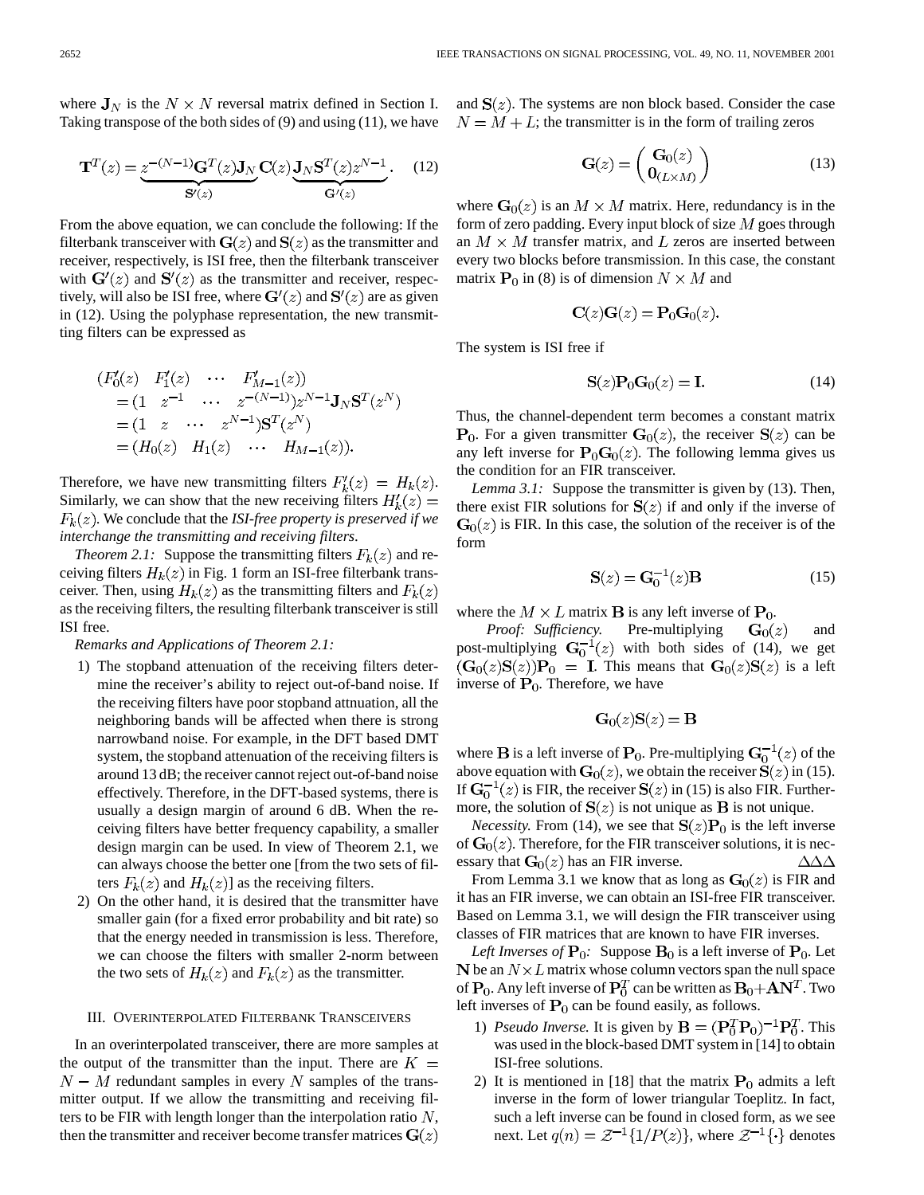where $\mathbf{J}_N$ is the $N \times N$ reversal matrix defined in Section I. Taking transpose of the both sides of (9) and using (11), we have

$$\mathbf{T}^T(z) = \underbrace{z^{-(N-1)}\mathbf{G}^T(z)\mathbf{J}_N}_{\mathbf{S}'(z)} \mathbf{C}(z) \underbrace{\mathbf{J}_N \mathbf{S}^T(z) z^{N-1}}_{\mathbf{G}'(z)}. \quad (12)$$

From the above equation, we can conclude the following: If the filterbank transceiver with $\mathbf{G}(z)$ and $\mathbf{S}(z)$ as the transmitter and receiver, respectively, is ISI free, then the filterbank transceiver with $\mathbf{G}'(z)$ and $\mathbf{S}'(z)$ as the transmitter and receiver, respectively, will also be ISI free, where $\mathbf{G}'(z)$ and $\mathbf{S}'(z)$ are as given in (12). Using the polyphase representation, the new transmitting filters can be expressed as

$$\begin{aligned}
&(F'_0(z) \quad F'_1(z) \quad \cdots \quad F'_{M-1}(z)) \\
&= (1 \quad z^{-1} \quad \cdots \quad z^{-(N-1)}) z^{N-1} \mathbf{J}_N \mathbf{S}^T(z^N) \\
&= (1 \quad z \quad \cdots \quad z^{N-1}) \mathbf{S}^T(z^N) \\
&= (H_0(z) \quad H_1(z) \quad \cdots \quad H_{M-1}(z)).
\end{aligned}$$

Therefore, we have new transmitting filters $F'_k(z) = H_k(z)$. Similarly, we can show that the new receiving filters $H'_k(z) = F_k(z)$. We conclude that the *ISI-free property is preserved if we interchange the transmitting and receiving filters*.

*Theorem 2.1:* Suppose the transmitting filters $F_k(z)$ and receiving filters $H_k(z)$ in Fig. 1 form an ISI-free filterbank transceiver. Then, using $H_k(z)$ as the transmitting filters and $F_k(z)$ as the receiving filters, the resulting filterbank transceiver is still ISI free.

*Remarks and Applications of Theorem 2.1:*

1) The stopband attenuation of the receiving filters determine the receiver's ability to reject out-of-band noise. If the receiving filters have poor stopband attnuation, all the neighboring bands will be affected when there is strong narrowband noise. For example, in the DFT based DMT system, the stopband attenuation of the receiving filters is around 13 dB; the receiver cannot reject out-of-band noise effectively. Therefore, in the DFT-based systems, there is usually a design margin of around 6 dB. When the receiving filters have better frequency capability, a smaller design margin can be used. In view of Theorem 2.1, we can always choose the better one [from the two sets of filters $F_k(z)$ and $H_k(z)$] as the receiving filters.
2) On the other hand, it is desired that the transmitter have smaller gain (for a fixed error probability and bit rate) so that the energy needed in transmission is less. Therefore, we can choose the filters with smaller 2-norm between the two sets of $H_k(z)$ and $F_k(z)$ as the transmitter.

## III. Overinterpolated Filterbank Transceivers

In an overinterpolated transceiver, there are more samples at the output of the transmitter than the input. There are $K = N - M$ redundant samples in every $N$ samples of the transmitter output. If we allow the transmitting and receiving filters to be FIR with length longer than the interpolation ratio $N$, then the transmitter and receiver become transfer matrices $\mathbf{G}(z)$ and $\mathbf{S}(z)$. The systems are non block based. Consider the case $N = M + L$; the transmitter is in the form of trailing zeros

$$\mathbf{G}(z) = \begin{pmatrix} \mathbf{G}_0(z) \\ \mathbf{0}_{(L \times M)} \end{pmatrix} \quad (13)$$

where $\mathbf{G}_0(z)$ is an $M \times M$ matrix. Here, redundancy is in the form of zero padding. Every input block of size $M$ goes through an $M \times M$ transfer matrix, and $L$ zeros are inserted between every two blocks before transmission. In this case, the constant matrix $\mathbf{P}_0$ in (8) is of dimension $N \times M$ and

$$\mathbf{C}(z)\mathbf{G}(z) = \mathbf{P}_0 \mathbf{G}_0(z).$$

The system is ISI free if

$$\mathbf{S}(z)\mathbf{P}_0\mathbf{G}_0(z) = \mathbf{I}. \quad (14)$$

Thus, the channel-dependent term becomes a constant matrix $\mathbf{P}_0$. For a given transmitter $\mathbf{G}_0(z)$, the receiver $\mathbf{S}(z)$ can be any left inverse for $\mathbf{P}_0\mathbf{G}_0(z)$. The following lemma gives us the condition for an FIR transceiver.

*Lemma 3.1:* Suppose the transmitter is given by (13). Then, there exist FIR solutions for $\mathbf{S}(z)$ if and only if the inverse of $\mathbf{G}_0(z)$ is FIR. In this case, the solution of the receiver is of the form

$$\mathbf{S}(z) = \mathbf{G}_0^{-1}(z)\mathbf{B} \quad (15)$$

where the $M \times L$ matrix $\mathbf{B}$ is any left inverse of $\mathbf{P}_0$.

*Proof: Sufficiency.* Pre-multiplying $\mathbf{G}_0(z)$ and post-multiplying $\mathbf{G}_0^{-1}(z)$ with both sides of (14), we get $(\mathbf{G}_0(z)\mathbf{S}(z))\mathbf{P}_0 = \mathbf{I}$. This means that $\mathbf{G}_0(z)\mathbf{S}(z)$ is a left inverse of $\mathbf{P}_0$. Therefore, we have

$$\mathbf{G}_0(z)\mathbf{S}(z) = \mathbf{B}$$

where $\mathbf{B}$ is a left inverse of $\mathbf{P}_0$. Pre-multiplying $\mathbf{G}_0^{-1}(z)$ of the above equation with $\mathbf{G}_0(z)$, we obtain the receiver $\mathbf{S}(z)$ in (15). If $\mathbf{G}_0^{-1}(z)$ is FIR, the receiver $\mathbf{S}(z)$ in (15) is also FIR. Furthermore, the solution of $\mathbf{S}(z)$ is not unique as $\mathbf{B}$ is not unique.

*Necessity.* From (14), we see that $\mathbf{S}(z)\mathbf{P}_0$ is the left inverse of $\mathbf{G}_0(z)$. Therefore, for the FIR transceiver solutions, it is necessary that $\mathbf{G}_0(z)$ has an FIR inverse. $\Delta\Delta\Delta$

From Lemma 3.1 we know that as long as $\mathbf{G}_0(z)$ is FIR and it has an FIR inverse, we can obtain an ISI-free FIR transceiver. Based on Lemma 3.1, we will design the FIR transceiver using classes of FIR matrices that are known to have FIR inverses.

*Left Inverses of $\mathbf{P}_0$:* Suppose $\mathbf{B}_0$ is a left inverse of $\mathbf{P}_0$. Let $\mathbf{N}$ be an $N \times L$ matrix whose column vectors span the null space of $\mathbf{P}_0$. Any left inverse of $\mathbf{P}_0^T$ can be written as $\mathbf{B}_0 + \mathbf{A}\mathbf{N}^T$. Two left inverses of $\mathbf{P}_0$ can be found easily, as follows.

1) *Pseudo Inverse.* It is given by $\mathbf{B} = (\mathbf{P}_0^T\mathbf{P}_0)^{-1}\mathbf{P}_0^T$. This was used in the block-based DMT system in [14] to obtain ISI-free solutions.
2) It is mentioned in [18] that the matrix $\mathbf{P}_0$ admits a left inverse in the form of lower triangular Toeplitz. In fact, such a left inverse can be found in closed form, as we see next. Let $q(n) = \mathcal{Z}^{-1}\{1/P(z)\}$, where $\mathcal{Z}^{-1}\{\cdot\}$ denotes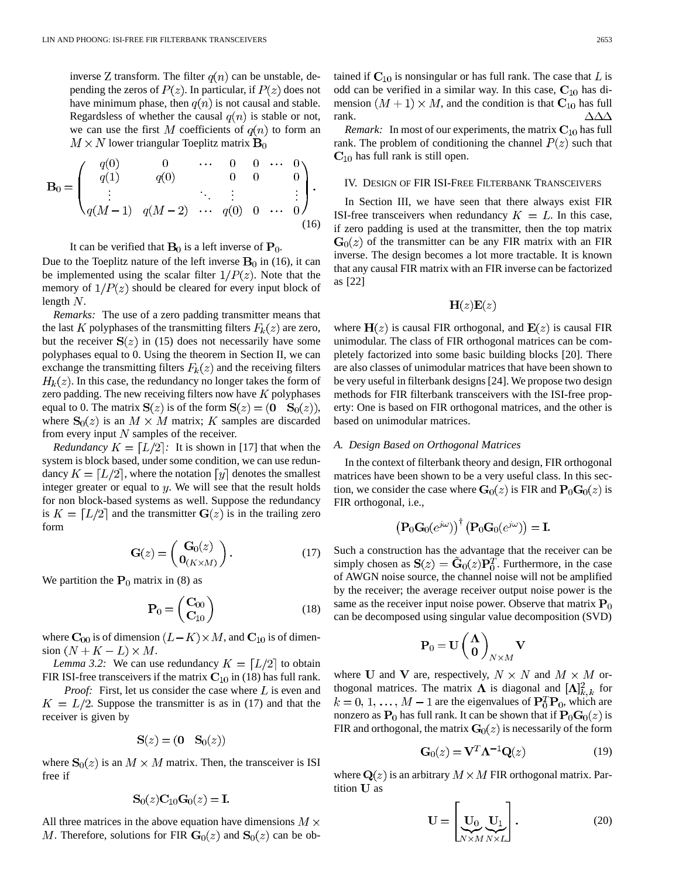inverse Z transform. The filter $q(n)$ can be unstable, depending the zeros of $P(z)$. In particular, if $P(z)$ does not have minimum phase, then $q(n)$ is not causal and stable. Regardsless of whether the causal $q(n)$ is stable or not, we can use the first $M$ coefficients of $q(n)$ to form an $M \times N$ lower triangular Toeplitz matrix $\mathbf{B}_0$

$$\mathbf{B}_0 = \begin{pmatrix} q(0) & 0 & \cdots & 0 & 0 & \cdots & 0 \\ q(1) & q(0) & & 0 & 0 & & 0 \\ \vdots & & \ddots & \vdots & & & \vdots \\ q(M-1) & q(M-2) & \cdots & q(0) & 0 & \cdots & 0 \end{pmatrix}. \tag{16}$$

It can be verified that $\mathbf{B}_0$ is a left inverse of $\mathbf{P}_0$.

Due to the Toeplitz nature of the left inverse $\mathbf{B}_0$ in (16), it can be implemented using the scalar filter $1/P(z)$. Note that the memory of $1/P(z)$ should be cleared for every input block of length $N$.

*Remarks:* The use of a zero padding transmitter means that the last $K$ polyphases of the transmitting filters $F_k(z)$ are zero, but the receiver $\mathbf{S}(z)$ in (15) does not necessarily have some polyphases equal to 0. Using the theorem in Section II, we can exchange the transmitting filters $F_k(z)$ and the receiving filters $H_k(z)$. In this case, the redundancy no longer takes the form of zero padding. The new receiving filters now have $K$ polyphases equal to 0. The matrix $\mathbf{S}(z)$ is of the form $\mathbf{S}(z) = (\mathbf{0} \quad \mathbf{S}_0(z))$, where $\mathbf{S}_0(z)$ is an $M \times M$ matrix; $K$ samples are discarded from every input $N$ samples of the receiver.

*Redundancy $K = \lceil L/2 \rceil$:* It is shown in [17] that when the system is block based, under some condition, we can use redundancy $K = \lceil L/2 \rceil$, where the notation $\lceil y \rceil$ denotes the smallest integer greater or equal to $y$. We will see that the result holds for non block-based systems as well. Suppose the redundancy is $K = \lceil L/2 \rceil$ and the transmitter $\mathbf{G}(z)$ is in the trailing zero form

$$\mathbf{G}(z) = \begin{pmatrix} \mathbf{G}_0(z) \\ \mathbf{0}_{(K \times M)} \end{pmatrix}. \tag{17}$$

We partition the $\mathbf{P}_0$ matrix in (8) as

$$\mathbf{P}_0 = \begin{pmatrix} \mathbf{C}_{00} \\ \mathbf{C}_{10} \end{pmatrix} \tag{18}$$

where $\mathbf{C}_{00}$ is of dimension $(L-K) \times M$, and $\mathbf{C}_{10}$ is of dimension $(N+K-L) \times M$.

*Lemma 3.2:* We can use redundancy $K = \lceil L/2 \rceil$ to obtain FIR ISI-free transceivers if the matrix $\mathbf{C}_{10}$ in (18) has full rank.

*Proof:* First, let us consider the case where $L$ is even and $K = L/2$. Suppose the transmitter is as in (17) and that the receiver is given by

$$\mathbf{S}(z) = (\mathbf{0} \quad \mathbf{S}_0(z))$$

where $\mathbf{S}_0(z)$ is an $M \times M$ matrix. Then, the transceiver is ISI free if

$$\mathbf{S}_0(z)\mathbf{C}_{10}\mathbf{G}_0(z) = \mathbf{I}.$$

All three matrices in the above equation have dimensions $M \times M$. Therefore, solutions for FIR $\mathbf{G}_0(z)$ and $\mathbf{S}_0(z)$ can be obtained if $\mathbf{C}_{10}$ is nonsingular or has full rank. The case that $L$ is odd can be verified in a similar way. In this case, $\mathbf{C}_{10}$ has dimension $(M+1) \times M$, and the condition is that $\mathbf{C}_{10}$ has full rank. $\Delta\Delta\Delta$

*Remark:* In most of our experiments, the matrix $\mathbf{C}_{10}$ has full rank. The problem of conditioning the channel $P(z)$ such that $\mathbf{C}_{10}$ has full rank is still open.

## IV. Design of FIR ISI-Free Filterbank Transceivers

In Section III, we have seen that there always exist FIR ISI-free transceivers when redundancy $K = L$. In this case, if zero padding is used at the transmitter, then the top matrix $\mathbf{G}_0(z)$ of the transmitter can be any FIR matrix with an FIR inverse. The design becomes a lot more tractable. It is known that any causal FIR matrix with an FIR inverse can be factorized as [22]

$$\mathbf{H}(z)\mathbf{E}(z)$$

where $\mathbf{H}(z)$ is causal FIR orthogonal, and $\mathbf{E}(z)$ is causal FIR unimodular. The class of FIR orthogonal matrices can be completely factorized into some basic building blocks [20]. There are also classes of unimodular matrices that have been shown to be very useful in filterbank designs [24]. We propose two design methods for FIR filterbank transceivers with the ISI-free property: One is based on FIR orthogonal matrices, and the other is based on unimodular matrices.

### A. Design Based on Orthogonal Matrices

In the context of filterbank theory and design, FIR orthogonal matrices have been shown to be a very useful class. In this section, we consider the case where $\mathbf{G}_0(z)$ is FIR and $\mathbf{P}_0\mathbf{G}_0(z)$ is FIR orthogonal, i.e.,

$$\left(\mathbf{P}_0\mathbf{G}_0(e^{j\omega})\right)^{\dagger}\left(\mathbf{P}_0\mathbf{G}_0(e^{j\omega})\right) = \mathbf{I}.$$

Such a construction has the advantage that the receiver can be simply chosen as $\mathbf{S}(z) = \tilde{\mathbf{G}}_0(z)\mathbf{P}_0^T$. Furthermore, in the case of AWGN noise source, the channel noise will not be amplified by the receiver; the average receiver output noise power is the same as the receiver input noise power. Observe that matrix $\mathbf{P}_0$ can be decomposed using singular value decomposition (SVD)

$$\mathbf{P}_0 = \mathbf{U}\begin{pmatrix} \mathbf{\Lambda} \\ \mathbf{0} \end{pmatrix}_{N \times M} \mathbf{V}$$

where $\mathbf{U}$ and $\mathbf{V}$ are, respectively, $N \times N$ and $M \times M$ orthogonal matrices. The matrix $\mathbf{\Lambda}$ is diagonal and $[\mathbf{\Lambda}]_{k,k}^2$ for $k = 0, 1, \ldots, M-1$ are the eigenvalues of $\mathbf{P}_0^T\mathbf{P}_0$, which are nonzero as $\mathbf{P}_0$ has full rank. It can be shown that if $\mathbf{P}_0\mathbf{G}_0(z)$ is FIR and orthogonal, the matrix $\mathbf{G}_0(z)$ is necessarily of the form

$$\mathbf{G}_0(z) = \mathbf{V}^T\mathbf{\Lambda}^{-1}\mathbf{Q}(z) \tag{19}$$

where $\mathbf{Q}(z)$ is an arbitrary $M \times M$ FIR orthogonal matrix. Partition $\mathbf{U}$ as

$$\mathbf{U} = \Big[\underbrace{\mathbf{U}_0}_{N \times M}\ \underbrace{\mathbf{U}_1}_{N \times L}\Big]. \tag{20}$$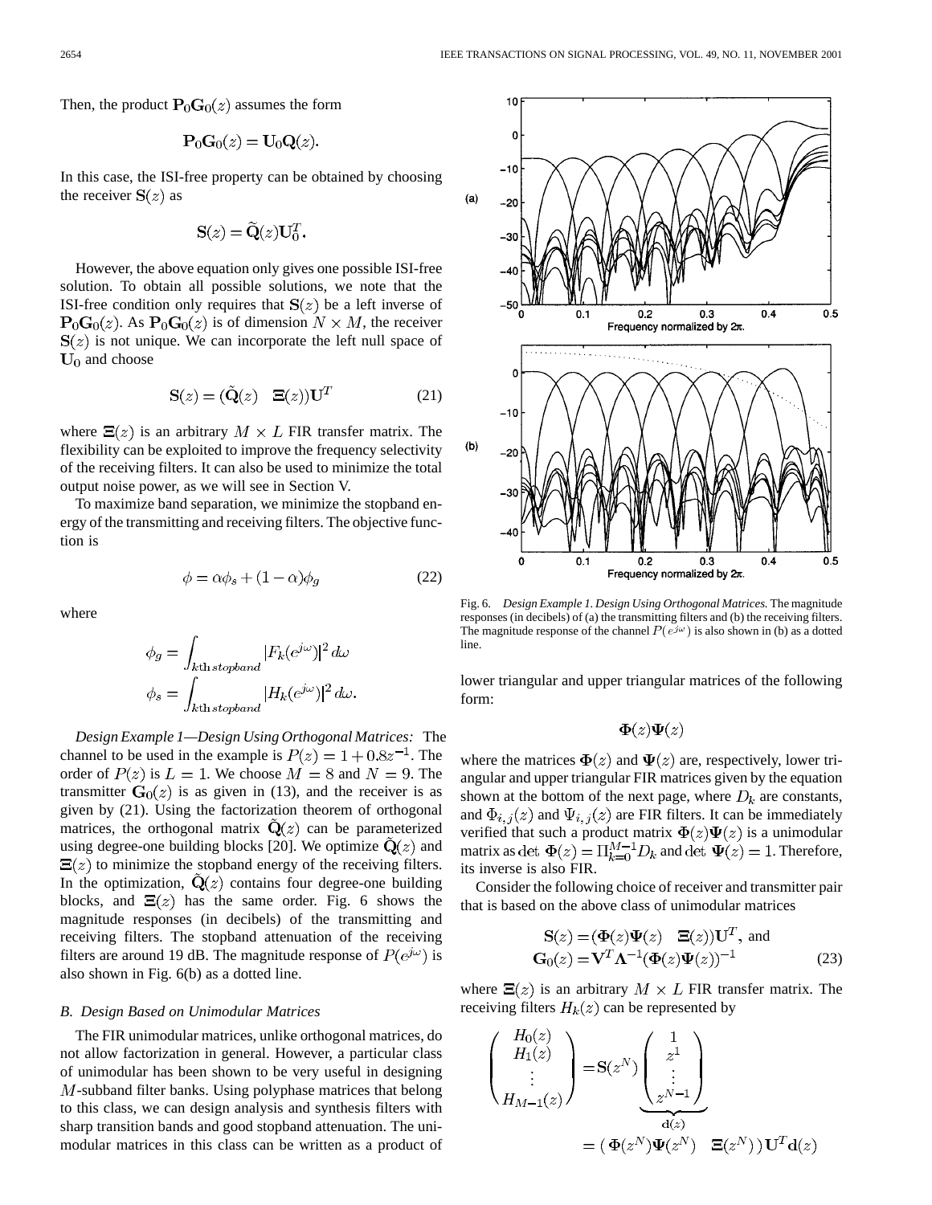Then, the product $\mathbf{P}_0\mathbf{G}_0(z)$ assumes the form

$$\mathbf{P}_0\mathbf{G}_0(z) = \mathbf{U}_0\mathbf{Q}(z).$$

In this case, the ISI-free property can be obtained by choosing the receiver $\mathbf{S}(z)$ as

$$\mathbf{S}(z) = \widetilde{\mathbf{Q}}(z)\mathbf{U}_0^T.$$

However, the above equation only gives one possible ISI-free solution. To obtain all possible solutions, we note that the ISI-free condition only requires that $\mathbf{S}(z)$ be a left inverse of $\mathbf{P}_0\mathbf{G}_0(z)$. As $\mathbf{P}_0\mathbf{G}_0(z)$ is of dimension $N \times M$, the receiver $\mathbf{S}(z)$ is not unique. We can incorporate the left null space of $\mathbf{U}_0$ and choose

$$\mathbf{S}(z) = (\tilde{\mathbf{Q}}(z) \quad \mathbf{\Xi}(z))\mathbf{U}^T \tag{21}$$

where $\mathbf{\Xi}(z)$ is an arbitrary $M \times L$ FIR transfer matrix. The flexibility can be exploited to improve the frequency selectivity of the receiving filters. It can also be used to minimize the total output noise power, as we will see in Section V.

To maximize band separation, we minimize the stopband energy of the transmitting and receiving filters. The objective function is

$$\phi = \alpha\phi_s + (1-\alpha)\phi_g \tag{22}$$

where

$$\phi_g = \int_{k\text{th } stopband} |F_k(e^{j\omega})|^2 \, d\omega$$
$$\phi_s = \int_{k\text{th } stopband} |H_k(e^{j\omega})|^2 \, d\omega.$$

*Design Example 1—Design Using Orthogonal Matrices:* The channel to be used in the example is $P(z) = 1 + 0.8z^{-1}$. The order of $P(z)$ is $L = 1$. We choose $M = 8$ and $N = 9$. The transmitter $\mathbf{G}_0(z)$ is as given in (13), and the receiver is as given by (21). Using the factorization theorem of orthogonal matrices, the orthogonal matrix $\tilde{\mathbf{Q}}(z)$ can be parameterized using degree-one building blocks [20]. We optimize $\tilde{\mathbf{Q}}(z)$ and $\mathbf{\Xi}(z)$ to minimize the stopband energy of the receiving filters. In the optimization, $\tilde{\mathbf{Q}}(z)$ contains four degree-one building blocks, and $\mathbf{\Xi}(z)$ has the same order. Fig. 6 shows the magnitude responses (in decibels) of the transmitting and receiving filters. The stopband attenuation of the receiving filters are around 19 dB. The magnitude response of $P(e^{j\omega})$ is also shown in Fig. 6(b) as a dotted line.

Fig. 6. *Design Example 1. Design Using Orthogonal Matrices.* The magnitude responses (in decibels) of (a) the transmitting filters and (b) the receiving filters. The magnitude response of the channel $P(e^{j\omega})$ is also shown in (b) as a dotted line.

### B. Design Based on Unimodular Matrices

The FIR unimodular matrices, unlike orthogonal matrices, do not allow factorization in general. However, a particular class of unimodular has been shown to be very useful in designing $M$-subband filter banks. Using polyphase matrices that belong to this class, we can design analysis and synthesis filters with sharp transition bands and good stopband attenuation. The unimodular matrices in this class can be written as a product of lower triangular and upper triangular matrices of the following form:

$$\mathbf{\Phi}(z)\mathbf{\Psi}(z)$$

where the matrices $\mathbf{\Phi}(z)$ and $\mathbf{\Psi}(z)$ are, respectively, lower triangular and upper triangular FIR matrices given by the equation shown at the bottom of the next page, where $D_k$ are constants, and $\Phi_{i,j}(z)$ and $\Psi_{i,j}(z)$ are FIR filters. It can be immediately verified that such a product matrix $\mathbf{\Phi}(z)\mathbf{\Psi}(z)$ is a unimodular matrix as $\det\, \mathbf{\Phi}(z) = \Pi_{k=0}^{M-1} D_k$ and $\det\, \mathbf{\Psi}(z) = 1$. Therefore, its inverse is also FIR.

Consider the following choice of receiver and transmitter pair that is based on the above class of unimodular matrices

$$\begin{aligned}\mathbf{S}(z) &= (\mathbf{\Phi}(z)\mathbf{\Psi}(z) \quad \mathbf{\Xi}(z))\mathbf{U}^T, \text{ and} \\ \mathbf{G}_0(z) &= \mathbf{V}^T\mathbf{\Lambda}^{-1}(\mathbf{\Phi}(z)\mathbf{\Psi}(z))^{-1}\end{aligned} \tag{23}$$

where $\mathbf{\Xi}(z)$ is an arbitrary $M \times L$ FIR transfer matrix. The receiving filters $H_k(z)$ can be represented by

$$\begin{pmatrix} H_0(z) \\ H_1(z) \\ \vdots \\ H_{M-1}(z) \end{pmatrix} = \mathbf{S}(z^N) \underbrace{\begin{pmatrix} 1 \\ z^1 \\ \vdots \\ z^{N-1} \end{pmatrix}}_{\mathbf{d}(z)} = (\,\mathbf{\Phi}(z^N)\mathbf{\Psi}(z^N) \quad \mathbf{\Xi}(z^N)\,)\,\mathbf{U}^T\mathbf{d}(z)$$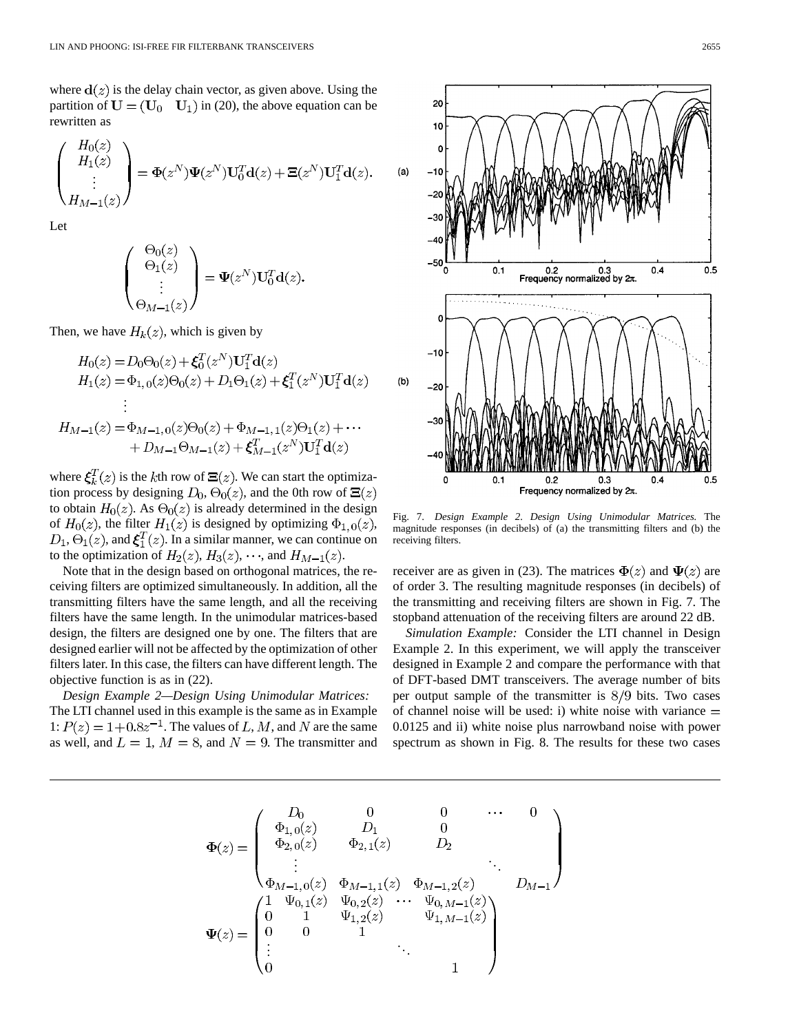where $\mathbf{d}(z)$ is the delay chain vector, as given above. Using the partition of $\mathbf{U} = (\mathbf{U}_0 \quad \mathbf{U}_1)$ in (20), the above equation can be rewritten as

$$\begin{pmatrix} H_0(z) \\ H_1(z) \\ \vdots \\ H_{M-1}(z) \end{pmatrix} = \mathbf{\Phi}(z^N)\mathbf{\Psi}(z^N)\mathbf{U}_0^T\mathbf{d}(z) + \mathbf{\Xi}(z^N)\mathbf{U}_1^T\mathbf{d}(z).$$

Let

$$\begin{pmatrix} \Theta_0(z) \\ \Theta_1(z) \\ \vdots \\ \Theta_{M-1}(z) \end{pmatrix} = \mathbf{\Psi}(z^N)\mathbf{U}_0^T\mathbf{d}(z).$$

Then, we have $H_k(z)$, which is given by

$$\begin{aligned} H_0(z) &= D_0\Theta_0(z) + \boldsymbol{\xi}_0^T(z^N)\mathbf{U}_1^T\mathbf{d}(z) \\ H_1(z) &= \Phi_{1,0}(z)\Theta_0(z) + D_1\Theta_1(z) + \boldsymbol{\xi}_1^T(z^N)\mathbf{U}_1^T\mathbf{d}(z) \\ &\vdots \\ H_{M-1}(z) &= \Phi_{M-1,0}(z)\Theta_0(z) + \Phi_{M-1,1}(z)\Theta_1(z) + \cdots \\ &\quad + D_{M-1}\Theta_{M-1}(z) + \boldsymbol{\xi}_{M-1}^T(z^N)\mathbf{U}_1^T\mathbf{d}(z) \end{aligned}$$

where $\boldsymbol{\xi}_k^T(z)$ is the $k$th row of $\mathbf{\Xi}(z)$. We can start the optimization process by designing $D_0$, $\Theta_0(z)$, and the 0th row of $\mathbf{\Xi}(z)$ to obtain $H_0(z)$. As $\Theta_0(z)$ is already determined in the design of $H_0(z)$, the filter $H_1(z)$ is designed by optimizing $\Phi_{1,0}(z)$, $D_1$, $\Theta_1(z)$, and $\boldsymbol{\xi}_1^T(z)$. In a similar manner, we can continue on to the optimization of $H_2(z)$, $H_3(z)$, $\cdots$, and $H_{M-1}(z)$.

Note that in the design based on orthogonal matrices, the receiving filters are optimized simultaneously. In addition, all the transmitting filters have the same length, and all the receiving filters have the same length. In the unimodular matrices-based design, the filters are designed one by one. The filters that are designed earlier will not be affected by the optimization of other filters later. In this case, the filters can have different length. The objective function is as in (22).

*Design Example 2—Design Using Unimodular Matrices:* The LTI channel used in this example is the same as in Example 1: $P(z) = 1 + 0.8z^{-1}$. The values of $L$, $M$, and $N$ are the same as well, and $L = 1$, $M = 8$, and $N = 9$. The transmitter and receiver are as given in (23). The matrices $\mathbf{\Phi}(z)$ and $\mathbf{\Psi}(z)$ are of order 3. The resulting magnitude responses (in decibels) of the transmitting and receiving filters are shown in Fig. 7. The stopband attenuation of the receiving filters are around 22 dB.

Fig. 7. *Design Example 2. Design Using Unimodular Matrices.* The magnitude responses (in decibels) of (a) the transmitting filters and (b) the receiving filters.

*Simulation Example:* Consider the LTI channel in Design Example 2. In this experiment, we will apply the transceiver designed in Example 2 and compare the performance with that of DFT-based DMT transceivers. The average number of bits per output sample of the transmitter is $8/9$ bits. Two cases of channel noise will be used: i) white noise with variance $=$ 0.0125 and ii) white noise plus narrowband noise with power spectrum as shown in Fig. 8. The results for these two cases

$$\mathbf{\Phi}(z) = \begin{pmatrix} D_0 & 0 & 0 & \cdots & 0 \\ \Phi_{1,0}(z) & D_1 & 0 & & \\ \Phi_{2,0}(z) & \Phi_{2,1}(z) & D_2 & & \\ \vdots & & & \ddots & \\ \Phi_{M-1,0}(z) & \Phi_{M-1,1}(z) & \Phi_{M-1,2}(z) & & D_{M-1} \end{pmatrix}$$

$$\mathbf{\Psi}(z) = \begin{pmatrix} 1 & \Psi_{0,1}(z) & \Psi_{0,2}(z) & \cdots & \Psi_{0,M-1}(z) \\ 0 & 1 & \Psi_{1,2}(z) & & \Psi_{1,M-1}(z) \\ 0 & 0 & 1 & & \\ \vdots & & & \ddots & \\ 0 & & & & 1 \end{pmatrix}$$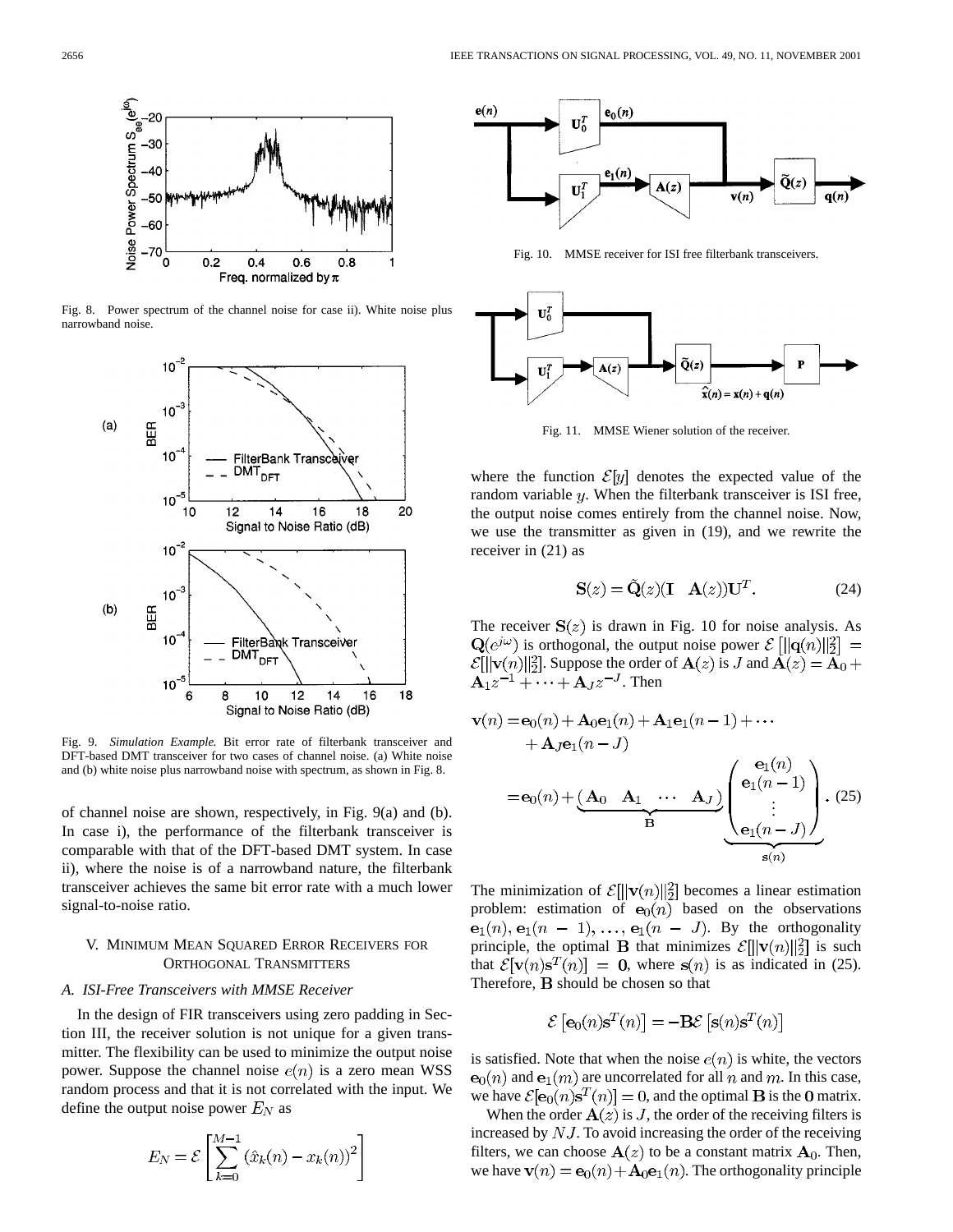Fig. 8. Power spectrum of the channel noise for case ii). White noise plus narrowband noise.

Fig. 9. *Simulation Example.* Bit error rate of filterbank transceiver and DFT-based DMT transceiver for two cases of channel noise. (a) White noise and (b) white noise plus narrowband noise with spectrum, as shown in Fig. 8.

of channel noise are shown, respectively, in Fig. 9(a) and (b). In case i), the performance of the filterbank transceiver is comparable with that of the DFT-based DMT system. In case ii), where the noise is of a narrowband nature, the filterbank transceiver achieves the same bit error rate with a much lower signal-to-noise ratio.

## V. Minimum Mean Squared Error Receivers for Orthogonal Transmitters

### A. ISI-Free Transceivers with MMSE Receiver

In the design of FIR transceivers using zero padding in Section III, the receiver solution is not unique for a given transmitter. The flexibility can be used to minimize the output noise power. Suppose the channel noise $e(n)$ is a zero mean WSS random process and that it is not correlated with the input. We define the output noise power $E_N$ as

$$E_N = \mathcal{E}\left[\sum_{k=0}^{M-1}\left(\hat{x}_k(n) - x_k(n)\right)^2\right]$$

Fig. 10. MMSE receiver for ISI free filterbank transceivers.

Fig. 11. MMSE Wiener solution of the receiver.

where the function $\mathcal{E}[y]$ denotes the expected value of the random variable $y$. When the filterbank transceiver is ISI free, the output noise comes entirely from the channel noise. Now, we use the transmitter as given in (19), and we rewrite the receiver in (21) as

$$\mathbf{S}(z) = \tilde{\mathbf{Q}}(z)(\mathbf{I} \quad \mathbf{A}(z))\mathbf{U}^T. \tag{24}$$

The receiver $\mathbf{S}(z)$ is drawn in Fig. 10 for noise analysis. As $\mathbf{Q}(e^{j\omega})$ is orthogonal, the output noise power $\mathcal{E}\left[\|\mathbf{q}(n)\|_2^2\right] = \mathcal{E}[\|\mathbf{v}(n)\|_2^2]$. Suppose the order of $\mathbf{A}(z)$ is $J$ and $\mathbf{A}(z) = \mathbf{A}_0 + \mathbf{A}_1 z^{-1} + \cdots + \mathbf{A}_J z^{-J}$. Then

$$\begin{aligned}\mathbf{v}(n) &= \mathbf{e}_0(n) + \mathbf{A}_0\mathbf{e}_1(n) + \mathbf{A}_1\mathbf{e}_1(n-1) + \cdots \\ &\quad + \mathbf{A}_J\mathbf{e}_1(n-J) \\ &= \mathbf{e}_0(n) + \underbrace{\begin{pmatrix}\mathbf{A}_0 & \mathbf{A}_1 & \cdots & \mathbf{A}_J\end{pmatrix}}_{\mathbf{B}}\underbrace{\begin{pmatrix}\mathbf{e}_1(n) \\ \mathbf{e}_1(n-1) \\ \vdots \\ \mathbf{e}_1(n-J)\end{pmatrix}}_{\mathbf{s}(n)}.\end{aligned} \tag{25}$$

The minimization of $\mathcal{E}[\|\mathbf{v}(n)\|_2^2]$ becomes a linear estimation problem: estimation of $\mathbf{e}_0(n)$ based on the observations $\mathbf{e}_1(n), \mathbf{e}_1(n-1), \ldots, \mathbf{e}_1(n-J)$. By the orthogonality principle, the optimal $\mathbf{B}$ that minimizes $\mathcal{E}[\|\mathbf{v}(n)\|_2^2]$ is such that $\mathcal{E}[\mathbf{v}(n)\mathbf{s}^T(n)] = \mathbf{0}$, where $\mathbf{s}(n)$ is as indicated in (25). Therefore, $\mathbf{B}$ should be chosen so that

$$\mathcal{E}\left[\mathbf{e}_0(n)\mathbf{s}^T(n)\right] = -\mathbf{B}\mathcal{E}\left[\mathbf{s}(n)\mathbf{s}^T(n)\right]$$

is satisfied. Note that when the noise $e(n)$ is white, the vectors $\mathbf{e}_0(n)$ and $\mathbf{e}_1(m)$ are uncorrelated for all $n$ and $m$. In this case, we have $\mathcal{E}[\mathbf{e}_0(n)\mathbf{s}^T(n)] = 0$, and the optimal $\mathbf{B}$ is the $\mathbf{0}$ matrix.

When the order $\mathbf{A}(z)$ is $J$, the order of the receiving filters is increased by $NJ$. To avoid increasing the order of the receiving filters, we can choose $\mathbf{A}(z)$ to be a constant matrix $\mathbf{A}_0$. Then, we have $\mathbf{v}(n) = \mathbf{e}_0(n) + \mathbf{A}_0\mathbf{e}_1(n)$. The orthogonality principle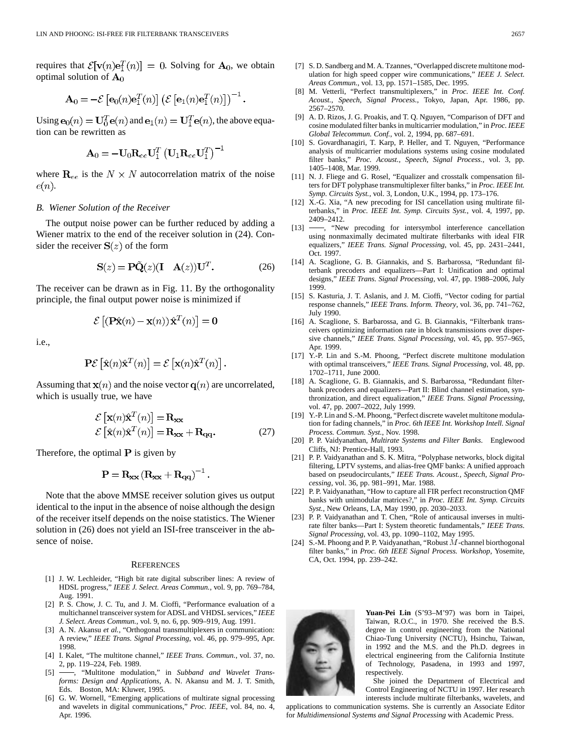requires that $\mathcal{E}[\mathbf{v}(n)\mathbf{e}_1^T(n)] = 0$. Solving for $\mathbf{A}_0$, we obtain optimal solution of $\mathbf{A}_0$

$$\mathbf{A}_0 = -\mathcal{E}\left[\mathbf{e}_0(n)\mathbf{e}_1^T(n)\right]\left(\mathcal{E}\left[\mathbf{e}_1(n)\mathbf{e}_1^T(n)\right]\right)^{-1}.$$

Using $\mathbf{e}_0(n) = \mathbf{U}_0^T\mathbf{e}(n)$ and $\mathbf{e}_1(n) = \mathbf{U}_1^T\mathbf{e}(n)$, the above equation can be rewritten as

$$\mathbf{A}_0 = -\mathbf{U}_0\mathbf{R}_{ee}\mathbf{U}_1^T\left(\mathbf{U}_1\mathbf{R}_{ee}\mathbf{U}_1^T\right)^{-1}$$

where $\mathbf{R}_{ee}$ is the $N \times N$ autocorrelation matrix of the noise $e(n)$.

### B. Wiener Solution of the Receiver

The output noise power can be further reduced by adding a Wiener matrix to the end of the receiver solution in (24). Consider the receiver $\mathbf{S}(z)$ of the form

$$\mathbf{S}(z) = \mathbf{P}\hat{\mathbf{Q}}(z)(\mathbf{I} \quad \mathbf{A}(z))\mathbf{U}^T. \tag{26}$$

The receiver can be drawn as in Fig. 11. By the orthogonality principle, the final output power noise is minimized if

$$\mathcal{E}\left[(\mathbf{P}\hat{\mathbf{x}}(n) - \mathbf{x}(n))\hat{\mathbf{x}}^T(n)\right] = \mathbf{0}$$

i.e.,

$$\mathbf{P}\mathcal{E}\left[\hat{\mathbf{x}}(n)\hat{\mathbf{x}}^T(n)\right] = \mathcal{E}\left[\mathbf{x}(n)\hat{\mathbf{x}}^T(n)\right].$$

Assuming that $\mathbf{x}(n)$ and the noise vector $\mathbf{q}(n)$ are uncorrelated, which is usually true, we have

$$\begin{aligned}\mathcal{E}\left[\mathbf{x}(n)\hat{\mathbf{x}}^T(n)\right] &= \mathbf{R}_{\mathbf{xx}}\\ \mathcal{E}\left[\hat{\mathbf{x}}(n)\hat{\mathbf{x}}^T(n)\right] &= \mathbf{R}_{\mathbf{xx}} + \mathbf{R}_{\mathbf{qq}}.\end{aligned} \tag{27}$$

Therefore, the optimal $\mathbf{P}$ is given by

$$\mathbf{P} = \mathbf{R}_{\mathbf{xx}}\left(\mathbf{R}_{\mathbf{xx}} + \mathbf{R}_{\mathbf{qq}}\right)^{-1}.$$

Note that the above MMSE receiver solution gives us output identical to the input in the absence of noise although the design of the receiver itself depends on the noise statistics. The Wiener solution in (26) does not yield an ISI-free transceiver in the absence of noise.

## References

[1] J. W. Lechleider, "High bit rate digital subscriber lines: A review of HDSL progress," *IEEE J. Select. Areas Commun.*, vol. 9, pp. 769–784, Aug. 1991.

[2] P. S. Chow, J. C. Tu, and J. M. Cioffi, "Performance evaluation of a multichannel transceiver system for ADSL and VHDSL services," *IEEE J. Select. Areas Commun.*, vol. 9, no. 6, pp. 909–919, Aug. 1991.

[3] A. N. Akansu *et al.*, "Orthogonal transmultiplexers in communication: A review," *IEEE Trans. Signal Processing*, vol. 46, pp. 979–995, Apr. 1998.

[4] I. Kalet, "The multitone channel," *IEEE Trans. Commun.*, vol. 37, no. 2, pp. 119–224, Feb. 1989.

[5] ——, "Multitone modulation," in *Subband and Wavelet Transforms: Design and Applications*, A. N. Akansu and M. J. T. Smith, Eds. Boston, MA: Kluwer, 1995.

[6] G. W. Wornell, "Emerging applications of multirate signal processing and wavelets in digital communications," *Proc. IEEE*, vol. 84, no. 4, Apr. 1996.

[7] S. D. Sandberg and M. A. Tzannes, "Overlapped discrete multitone modulation for high speed copper wire communications," *IEEE J. Select. Areas Commun.*, vol. 13, pp. 1571–1585, Dec. 1995.

[8] M. Vetterli, "Perfect transmultiplexers," in *Proc. IEEE Int. Conf. Acoust., Speech, Signal Process.*, Tokyo, Japan, Apr. 1986, pp. 2567–2570.

[9] A. D. Rizos, J. G. Proakis, and T. Q. Nguyen, "Comparison of DFT and cosine modulated filter banks in multicarrier modulation," in *Proc. IEEE Global Telecommun. Conf.*, vol. 2, 1994, pp. 687–691.

[10] S. Govardhanagiri, T. Karp, P. Heller, and T. Nguyen, "Performance analysis of multicarrier modulations systems using cosine modulated filter banks," *Proc. Acoust., Speech, Signal Process.*, vol. 3, pp. 1405–1408, Mar. 1999.

[11] N. J. Fliege and G. Rosel, "Equalizer and crosstalk compensation filters for DFT polyphase transmultiplexer filter banks," in *Proc. IEEE Int. Symp. Circuits Syst.*, vol. 3, London, U.K., 1994, pp. 173–176.

[12] X.-G. Xia, "A new precoding for ISI cancellation using multirate filterbanks," in *Proc. IEEE Int. Symp. Circuits Syst.*, vol. 4, 1997, pp. 2409–2412.

[13] ——, "New precoding for intersymbol interference cancellation using nonmaximally decimated multirate filterbanks with ideal FIR equalizers," *IEEE Trans. Signal Processing*, vol. 45, pp. 2431–2441, Oct. 1997.

[14] A. Scaglione, G. B. Giannakis, and S. Barbarossa, "Redundant filterbank precoders and equalizers—Part I: Unification and optimal designs," *IEEE Trans. Signal Processing*, vol. 47, pp. 1988–2006, July 1999.

[15] S. Kasturia, J. T. Aslanis, and J. M. Cioffi, "Vector coding for partial response channels," *IEEE Trans. Inform. Theory*, vol. 36, pp. 741–762, July 1990.

[16] A. Scaglione, S. Barbarossa, and G. B. Giannakis, "Filterbank transceivers optimizing information rate in block transmissions over dispersive channels," *IEEE Trans. Signal Processing*, vol. 45, pp. 957–965, Apr. 1999.

[17] Y.-P. Lin and S.-M. Phoong, "Perfect discrete multitone modulation with optimal transceivers," *IEEE Trans. Signal Processing*, vol. 48, pp. 1702–1711, June 2000.

[18] A. Scaglione, G. B. Giannakis, and S. Barbarossa, "Redundant filterbank precoders and equalizers—Part II: Blind channel estimation, synthronization, and direct equalization," *IEEE Trans. Signal Processing*, vol. 47, pp. 2007–2022, July 1999.

[19] Y.-P. Lin and S.-M. Phoong, "Perfect discrete wavelet multitone modulation for fading channels," in *Proc. 6th IEEE Int. Workshop Intell. Signal Process. Commun. Syst.*, Nov. 1998.

[20] P. P. Vaidyanathan, *Multirate Systems and Filter Banks*. Englewood Cliffs, NJ: Prentice-Hall, 1993.

[21] P. P. Vaidyanathan and S. K. Mitra, "Polyphase networks, block digital filtering, LPTV systems, and alias-free QMF banks: A unified approach based on pseudocirculants," *IEEE Trans. Acoust., Speech, Signal Processing*, vol. 36, pp. 981–991, Mar. 1988.

[22] P. P. Vaidyanathan, "How to capture all FIR perfect reconstruction QMF banks with unimodular matrices?," in *Proc. IEEE Int. Symp. Circuits Syst.*, New Orleans, LA, May 1990, pp. 2030–2033.

[23] P. P. Vaidyanathan and T. Chen, "Role of anticausal inverses in multirate filter banks—Part I: System theoretic fundamentals," *IEEE Trans. Signal Processing*, vol. 43, pp. 1090–1102, May 1995.

[24] S.-M. Phoong and P. P. Vaidyanathan, "Robust $M$-channel biorthogonal filter banks," in *Proc. 6th IEEE Signal Process. Workshop*, Yosemite, CA, Oct. 1994, pp. 239–242.

**Yuan-Pei Lin** (S'93–M'97) was born in Taipei, Taiwan, R.O.C., in 1970. She received the B.S. degree in control engineering from the National Chiao-Tung University (NCTU), Hsinchu, Taiwan, in 1992 and the M.S. and the Ph.D. degrees in electrical engineering from the California Institute of Technology, Pasadena, in 1993 and 1997, respectively.

She joined the Department of Electrical and Control Engineering of NCTU in 1997. Her research interests include multirate filterbanks, wavelets, and applications to communication systems. She is currently an Associate Editor for *Multidimensional Systems and Signal Processing* with Academic Press.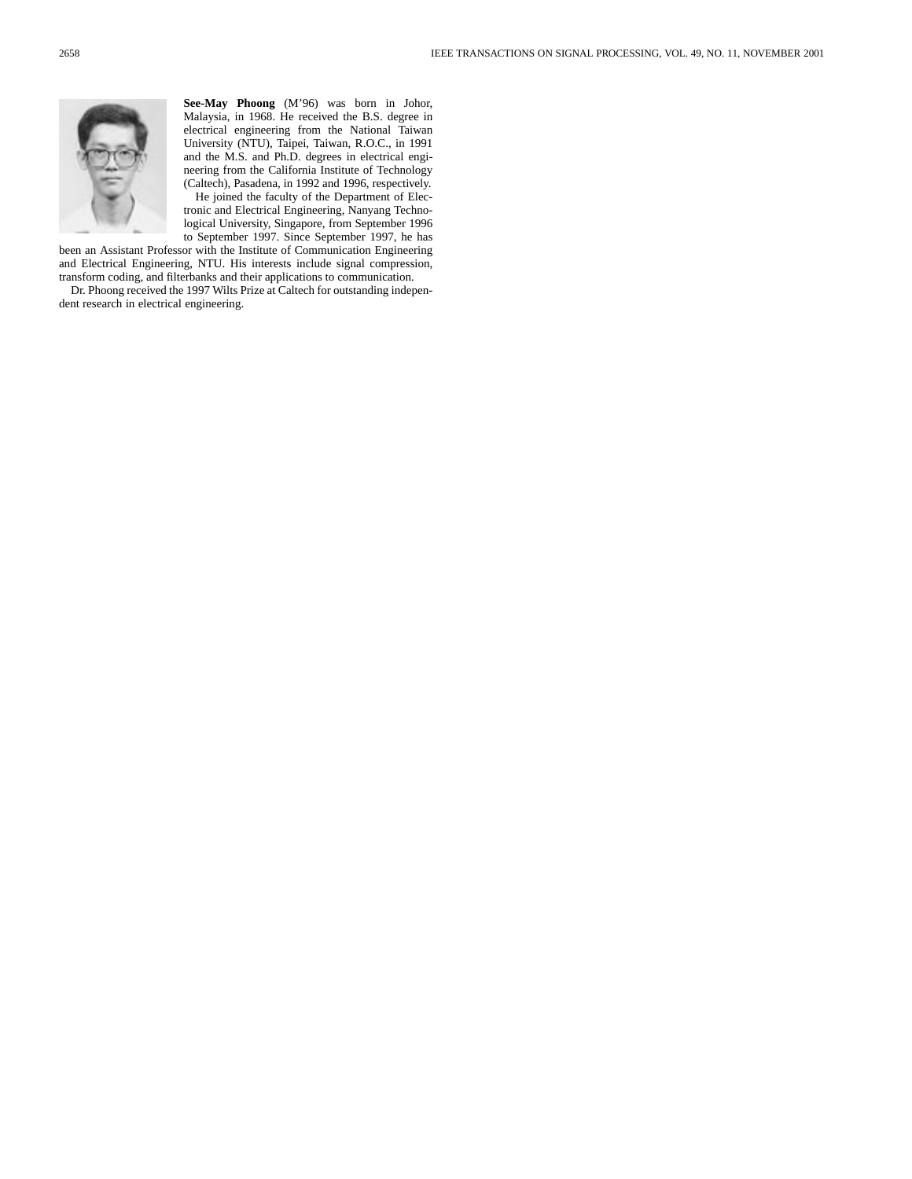**See-May Phoong** (M'96) was born in Johor, Malaysia, in 1968. He received the B.S. degree in electrical engineering from the National Taiwan University (NTU), Taipei, Taiwan, R.O.C., in 1991 and the M.S. and Ph.D. degrees in electrical engineering from the California Institute of Technology (Caltech), Pasadena, in 1992 and 1996, respectively.

He joined the faculty of the Department of Electronic and Electrical Engineering, Nanyang Technological University, Singapore, from September 1996 to September 1997. Since September 1997, he has been an Assistant Professor with the Institute of Communication Engineering and Electrical Engineering, NTU. His interests include signal compression, transform coding, and filterbanks and their applications to communication.

Dr. Phoong received the 1997 Wilts Prize at Caltech for outstanding independent research in electrical engineering.